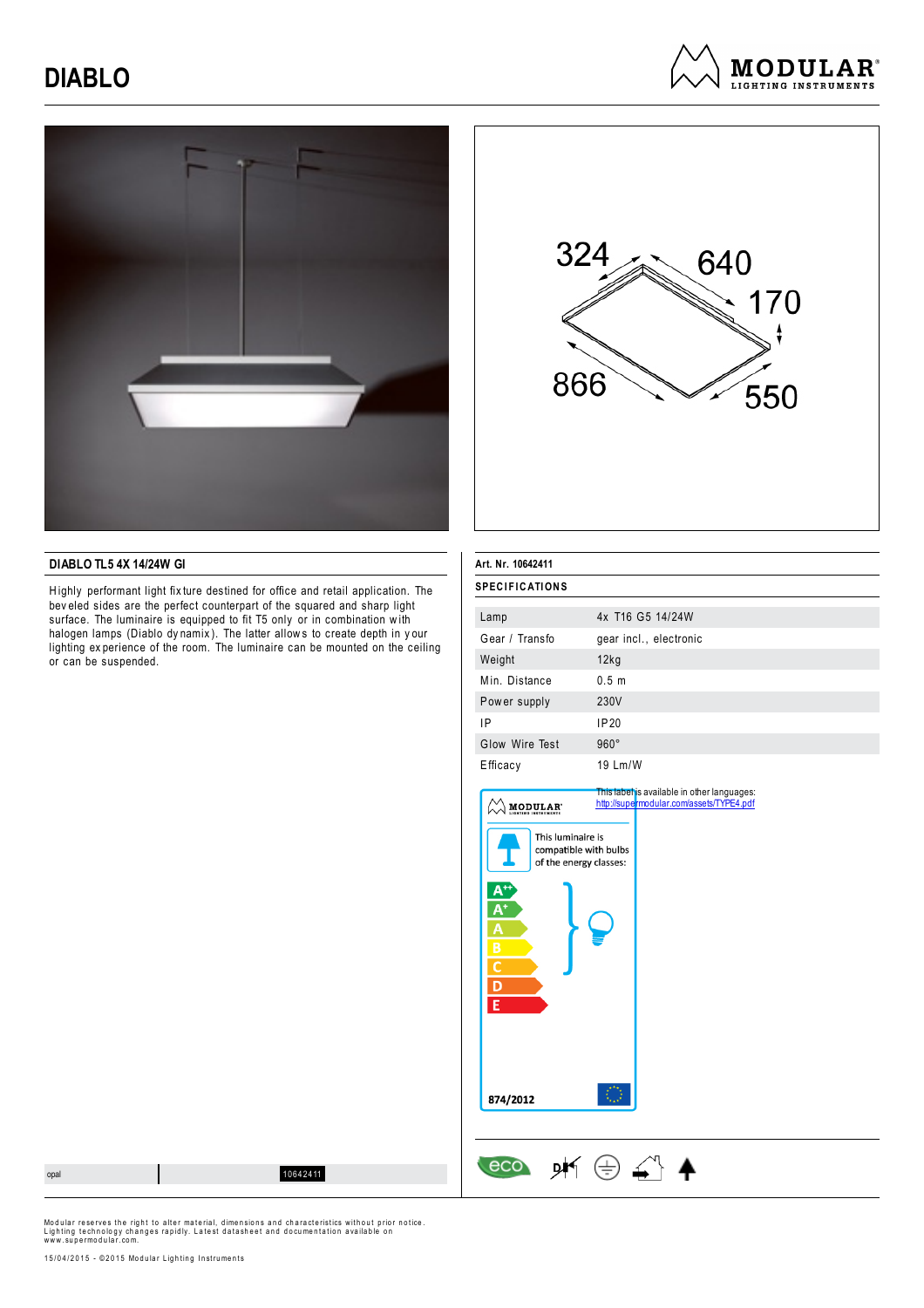# DIABLO

MODULAR LIGHTING INSTRUMENTS

324 640 170 866 550

## DIABLO TL5 4X 14/24W GI

Highly performant light fixture destined for office and retail application. The beveled sides are the perfect counterpart of the squared and sharp light surface. The luminaire is equipped to fit T5 only or in combination with halogen lamps (Diablo dynamix). The latter allows to create depth in your lighting experience of the room. The luminaire can be mounted on the ceiling or can be suspended.

| opal | 10642411 |
|---|---|

Art. Nr. 10642411

### SPECIFICATIONS

| | |
|---|---|
| Lamp | 4x T16 G5 14/24W |
| Gear / Transfo | gear incl., electronic |
| Weight | 12kg |
| Min. Distance | 0.5 m |
| Power supply | 230V |
| IP | IP20 |
| Glow Wire Test | 960° |
| Efficacy | 19 Lm/W |

This label is available in other languages:
http://supermodular.com/assets/TYPE4.pdf

MODULAR LIGHTING INSTRUMENTS

This luminaire is compatible with bulbs of the energy classes:

A++
A+
A
B
C
D
E

874/2012

eco

Modular reserves the right to alter material, dimensions and characteristics without prior notice. Lighting technology changes rapidly. Latest datasheet and documentation available on www.supermodular.com.

15/04/2015 - ©2015 Modular Lighting Instruments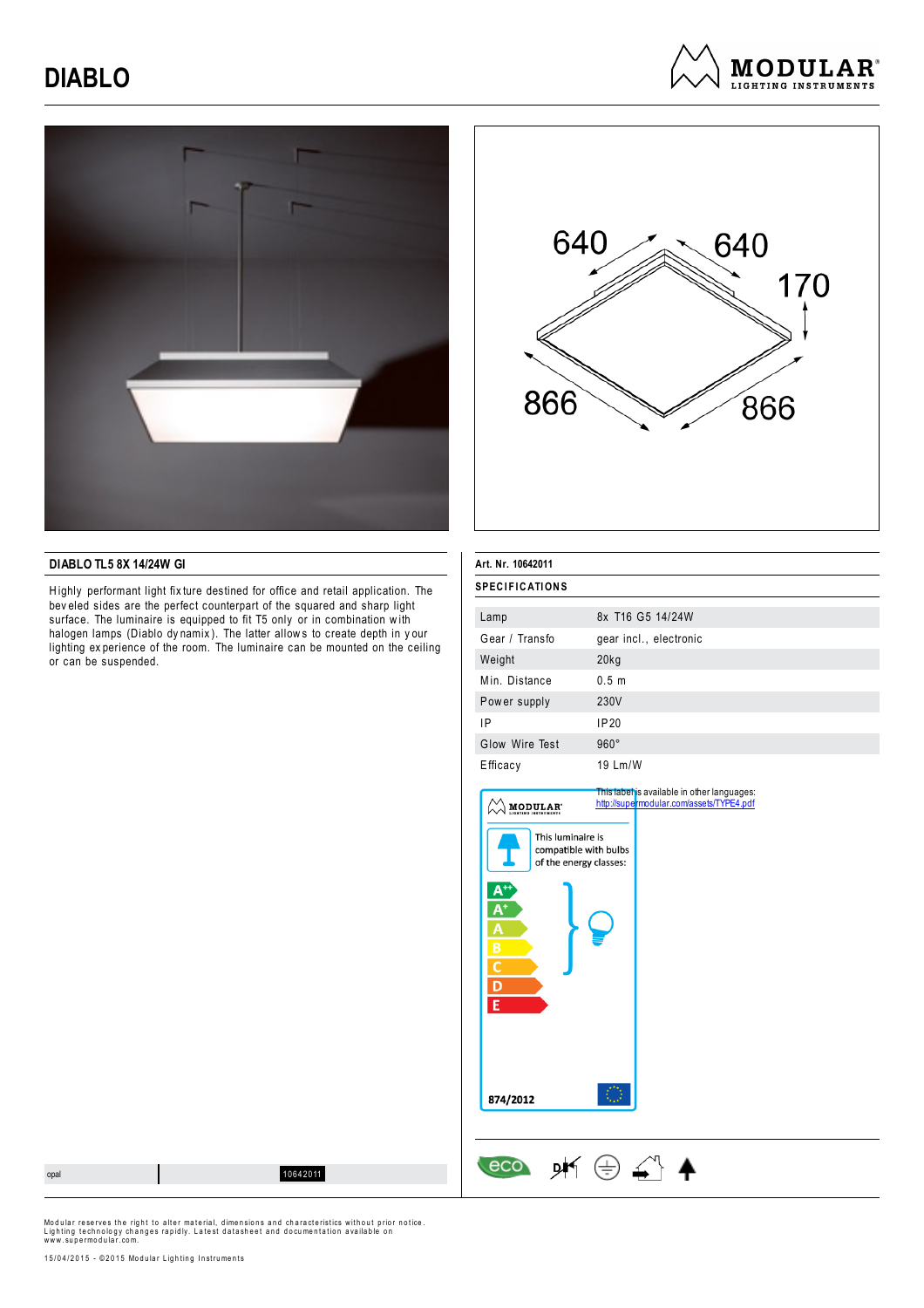# DIABLO

640 640 170 866 866

## DIABLO TL5 8X 14/24W GI

Highly performant light fixture destined for office and retail application. The beveled sides are the perfect counterpart of the squared and sharp light surface. The luminaire is equipped to fit T5 only or in combination with halogen lamps (Diablo dynamix). The latter allows to create depth in your lighting experience of the room. The luminaire can be mounted on the ceiling or can be suspended.

Art. Nr. 10642011

### SPECIFICATIONS

| | |
|---|---|
| Lamp | 8x T16 G5 14/24W |
| Gear / Transfo | gear incl., electronic |
| Weight | 20kg |
| Min. Distance | 0.5 m |
| Power supply | 230V |
| IP | IP20 |
| Glow Wire Test | 960° |
| Efficacy | 19 Lm/W |

This label is available in other languages: http://supermodular.com/assets/TYPE4.pdf

MODULAR LIGHTING INSTRUMENTS

This luminaire is compatible with bulbs of the energy classes:

A++ A+ A B C D E

874/2012

| opal | 10642011 |
|---|---|

Modular reserves the right to alter material, dimensions and characteristics without prior notice. Lighting technology changes rapidly. Latest datasheet and documentation available on www.supermodular.com.

15/04/2015 - ©2015 Modular Lighting Instruments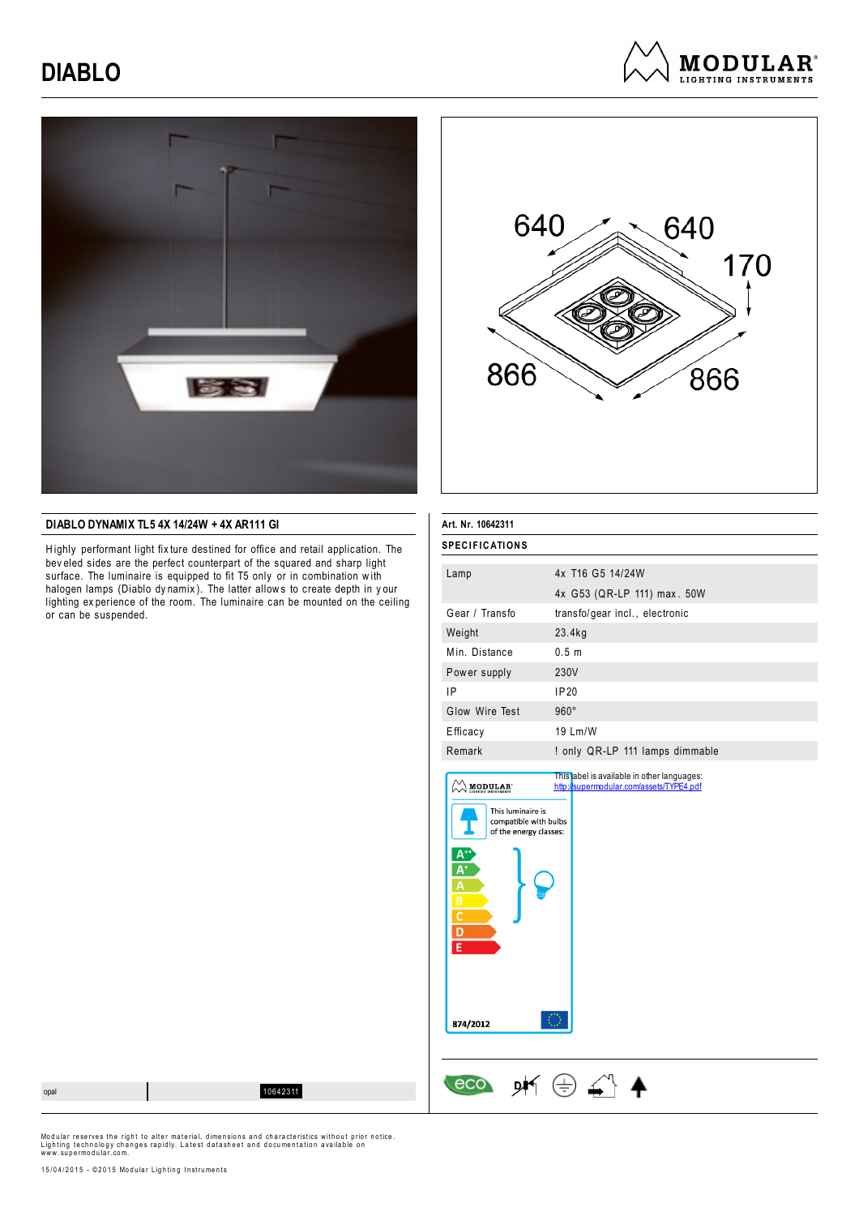# DIABLO

MODULAR
LIGHTING INSTRUMENTS

640
640
170
866
866

## DIABLO DYNAMIX TL5 4X 14/24W + 4X AR111 GI

Highly performant light fixture destined for office and retail application. The beveled sides are the perfect counterpart of the squared and sharp light surface. The luminaire is equipped to fit T5 only or in combination with halogen lamps (Diablo dynamix). The latter allows to create depth in your lighting experience of the room. The luminaire can be mounted on the ceiling or can be suspended.

**Art. Nr. 10642311**

### SPECIFICATIONS

| | |
|---|---|
| Lamp | 4x T16 G5 14/24W |
| | 4x G53 (QR-LP 111) max. 50W |
| Gear / Transfo | transfo/gear incl., electronic |
| Weight | 23.4kg |
| Min. Distance | 0.5 m |
| Power supply | 230V |
| IP | IP20 |
| Glow Wire Test | 960° |
| Efficacy | 19 Lm/W |
| Remark | ! only QR-LP 111 lamps dimmable |

This label is available in other languages:
http://supermodular.com/assets/TYPE4.pdf

MODULAR

This luminaire is compatible with bulbs of the energy classes:

A++
A+
A
B
C
D
E

874/2012

| | |
|---|---|
| opal | 10642311 |

Modular reserves the right to alter material, dimensions and characteristics without prior notice. Lighting technology changes rapidly. Latest datasheet and documentation available on www.supermodular.com.

15/04/2015 - ©2015 Modular Lighting Instruments